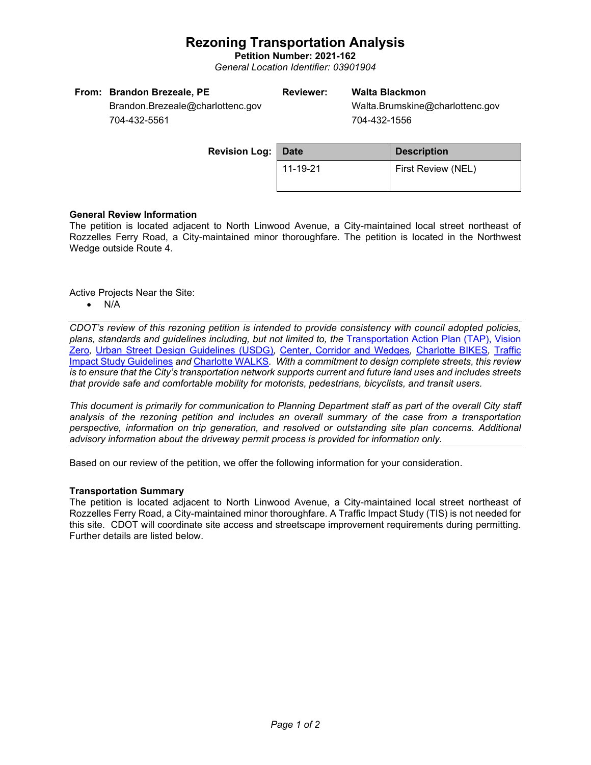# Rezoning Transportation Analysis

**Petition Number: 2021-162**

*General Location Identifier: 03901904*

**From: Brandon Brezeale, PE**
Brandon.Brezeale@charlottenc.gov
704-432-5561

**Reviewer: Walta Blackmon**
Walta.Brumskine@charlottenc.gov
704-432-1556

**Revision Log:**

| Date | Description |
| --- | --- |
| 11-19-21 | First Review (NEL) |

**General Review Information**

The petition is located adjacent to North Linwood Avenue, a City-maintained local street northeast of Rozzelles Ferry Road, a City-maintained minor thoroughfare. The petition is located in the Northwest Wedge outside Route 4.

Active Projects Near the Site:

- N/A

*CDOT's review of this rezoning petition is intended to provide consistency with council adopted policies, plans, standards and guidelines including, but not limited to, the Transportation Action Plan (TAP), Vision Zero, Urban Street Design Guidelines (USDG), Center, Corridor and Wedges, Charlotte BIKES, Traffic Impact Study Guidelines and Charlotte WALKS. With a commitment to design complete streets, this review is to ensure that the City's transportation network supports current and future land uses and includes streets that provide safe and comfortable mobility for motorists, pedestrians, bicyclists, and transit users.*

*This document is primarily for communication to Planning Department staff as part of the overall City staff analysis of the rezoning petition and includes an overall summary of the case from a transportation perspective, information on trip generation, and resolved or outstanding site plan concerns. Additional advisory information about the driveway permit process is provided for information only.*

Based on our review of the petition, we offer the following information for your consideration.

**Transportation Summary**

The petition is located adjacent to North Linwood Avenue, a City-maintained local street northeast of Rozzelles Ferry Road, a City-maintained minor thoroughfare. A Traffic Impact Study (TIS) is not needed for this site. CDOT will coordinate site access and streetscape improvement requirements during permitting. Further details are listed below.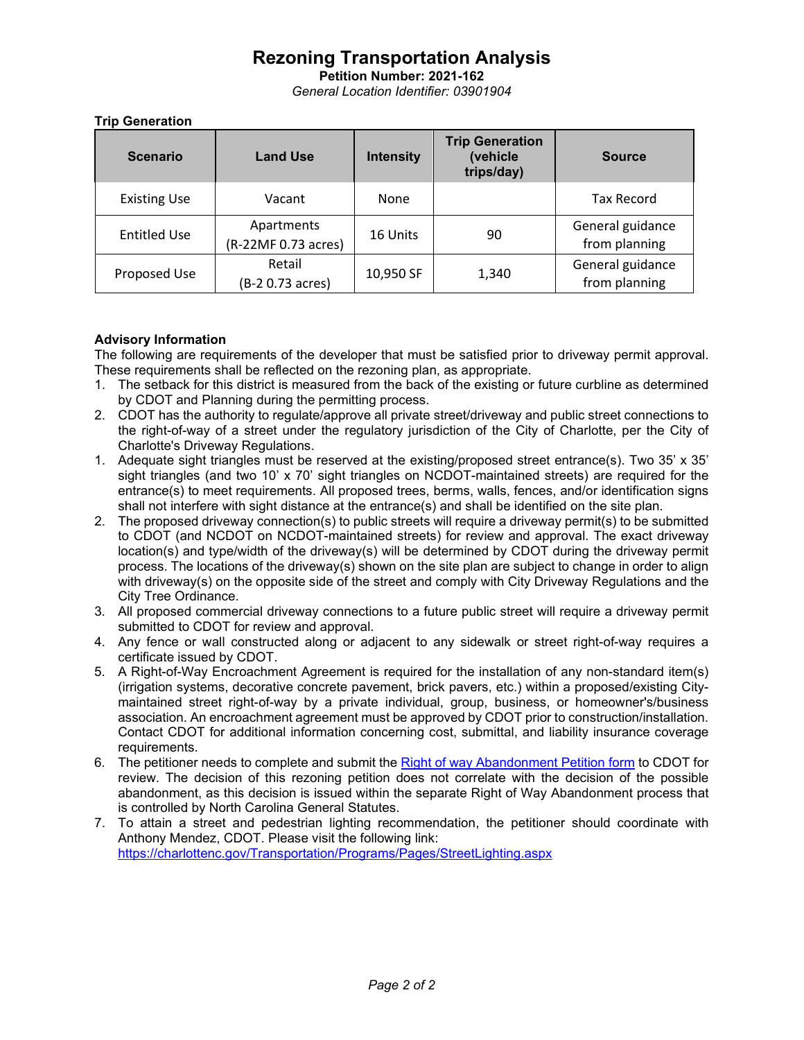# Rezoning Transportation Analysis

**Petition Number: 2021-162**

*General Location Identifier: 03901904*

**Trip Generation**

| Scenario | Land Use | Intensity | Trip Generation (vehicle trips/day) | Source |
|---|---|---|---|---|
| Existing Use | Vacant | None | | Tax Record |
| Entitled Use | Apartments (R-22MF 0.73 acres) | 16 Units | 90 | General guidance from planning |
| Proposed Use | Retail (B-2 0.73 acres) | 10,950 SF | 1,340 | General guidance from planning |

**Advisory Information**

The following are requirements of the developer that must be satisfied prior to driveway permit approval. These requirements shall be reflected on the rezoning plan, as appropriate.

1. The setback for this district is measured from the back of the existing or future curbline as determined by CDOT and Planning during the permitting process.
2. CDOT has the authority to regulate/approve all private street/driveway and public street connections to the right-of-way of a street under the regulatory jurisdiction of the City of Charlotte, per the City of Charlotte's Driveway Regulations.

1. Adequate sight triangles must be reserved at the existing/proposed street entrance(s). Two 35' x 35' sight triangles (and two 10' x 70' sight triangles on NCDOT-maintained streets) are required for the entrance(s) to meet requirements. All proposed trees, berms, walls, fences, and/or identification signs shall not interfere with sight distance at the entrance(s) and shall be identified on the site plan.
2. The proposed driveway connection(s) to public streets will require a driveway permit(s) to be submitted to CDOT (and NCDOT on NCDOT-maintained streets) for review and approval. The exact driveway location(s) and type/width of the driveway(s) will be determined by CDOT during the driveway permit process. The locations of the driveway(s) shown on the site plan are subject to change in order to align with driveway(s) on the opposite side of the street and comply with City Driveway Regulations and the City Tree Ordinance.
3. All proposed commercial driveway connections to a future public street will require a driveway permit submitted to CDOT for review and approval.
4. Any fence or wall constructed along or adjacent to any sidewalk or street right-of-way requires a certificate issued by CDOT.
5. A Right-of-Way Encroachment Agreement is required for the installation of any non-standard item(s) (irrigation systems, decorative concrete pavement, brick pavers, etc.) within a proposed/existing City-maintained street right-of-way by a private individual, group, business, or homeowner's/business association. An encroachment agreement must be approved by CDOT prior to construction/installation. Contact CDOT for additional information concerning cost, submittal, and liability insurance coverage requirements.
6. The petitioner needs to complete and submit the Right of way Abandonment Petition form to CDOT for review. The decision of this rezoning petition does not correlate with the decision of the possible abandonment, as this decision is issued within the separate Right of Way Abandonment process that is controlled by North Carolina General Statutes.
7. To attain a street and pedestrian lighting recommendation, the petitioner should coordinate with Anthony Mendez, CDOT. Please visit the following link: https://charlottenc.gov/Transportation/Programs/Pages/StreetLighting.aspx